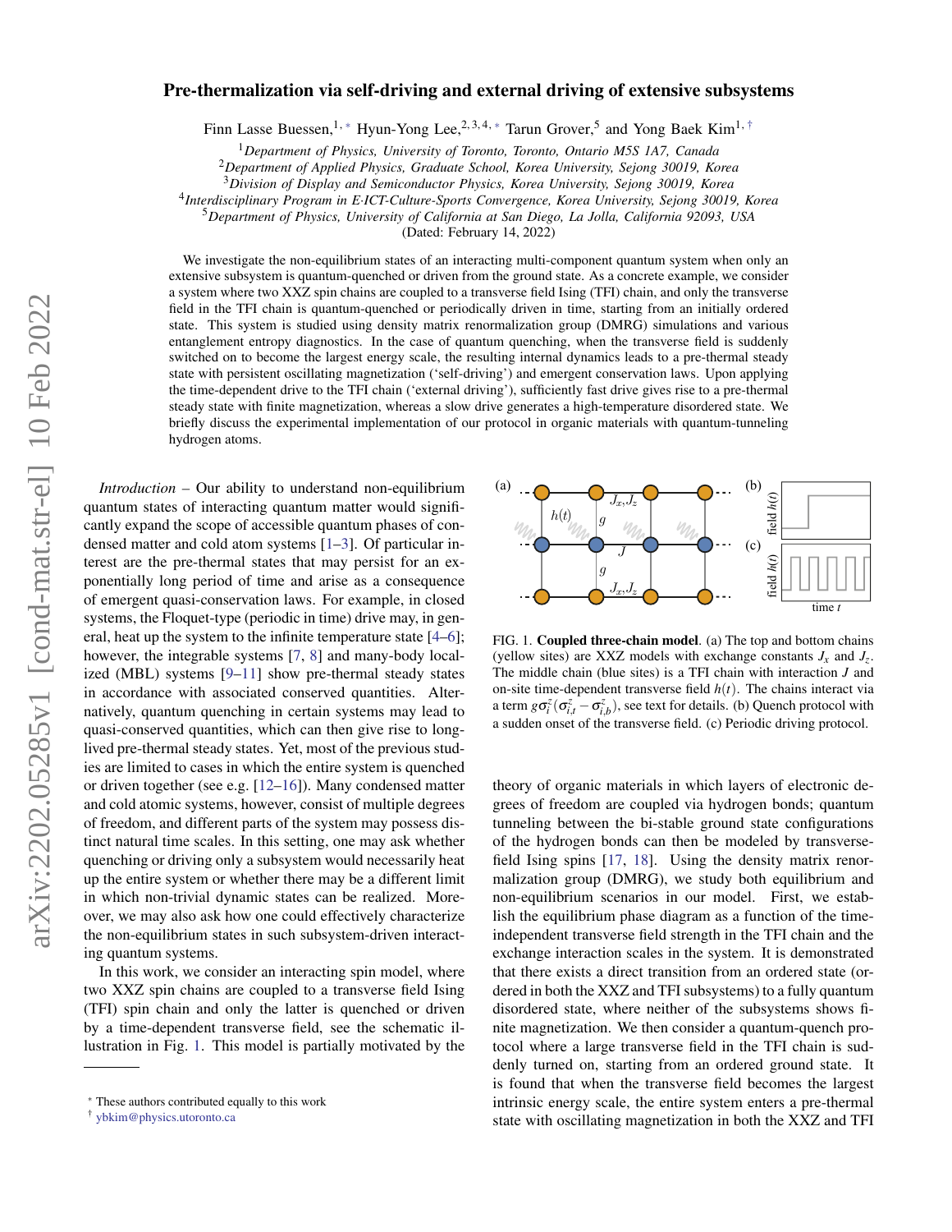# Pre-thermalization via self-driving and external driving of extensive subsystems

Finn Lasse Buessen,[1,*] Hyun-Yong Lee,[2,3,4,*] Tarun Grover,[5] and Yong Baek Kim[1,†]

[1] *Department of Physics, University of Toronto, Toronto, Ontario M5S 1A7, Canada*
[2] *Department of Applied Physics, Graduate School, Korea University, Sejong 30019, Korea*
[3] *Division of Display and Semiconductor Physics, Korea University, Sejong 30019, Korea*
[4] *Interdisciplinary Program in E·ICT-Culture-Sports Convergence, Korea University, Sejong 30019, Korea*
[5] *Department of Physics, University of California at San Diego, La Jolla, California 92093, USA*

(Dated: February 14, 2022)

We investigate the non-equilibrium states of an interacting multi-component quantum system when only an extensive subsystem is quantum-quenched or driven from the ground state. As a concrete example, we consider a system where two XXZ spin chains are coupled to a transverse field Ising (TFI) chain, and only the transverse field in the TFI chain is quantum-quenched or periodically driven in time, starting from an initially ordered state. This system is studied using density matrix renormalization group (DMRG) simulations and various entanglement entropy diagnostics. In the case of quantum quenching, when the transverse field is suddenly switched on to become the largest energy scale, the resulting internal dynamics leads to a pre-thermal steady state with persistent oscillating magnetization ('self-driving') and emergent conservation laws. Upon applying the time-dependent drive to the TFI chain ('external driving'), sufficiently fast drive gives rise to a pre-thermal steady state with finite magnetization, whereas a slow drive generates a high-temperature disordered state. We briefly discuss the experimental implementation of our protocol in organic materials with quantum-tunneling hydrogen atoms.

*Introduction* – Our ability to understand non-equilibrium quantum states of interacting quantum matter would significantly expand the scope of accessible quantum phases of condensed matter and cold atom systems [1–3]. Of particular interest are the pre-thermal states that may persist for an exponentially long period of time and arise as a consequence of emergent quasi-conservation laws. For example, in closed systems, the Floquet-type (periodic in time) drive may, in general, heat up the system to the infinite temperature state [4–6]; however, the integrable systems [7, 8] and many-body localized (MBL) systems [9–11] show pre-thermal steady states in accordance with associated conserved quantities. Alternatively, quantum quenching in certain systems may lead to quasi-conserved quantities, which can then give rise to long-lived pre-thermal steady states. Yet, most of the previous studies are limited to cases in which the entire system is quenched or driven together (see e.g. [12–16]). Many condensed matter and cold atomic systems, however, consist of multiple degrees of freedom, and different parts of the system may possess distinct natural time scales. In this setting, one may ask whether quenching or driving only a subsystem would necessarily heat up the entire system or whether there may be a different limit in which non-trivial dynamic states can be realized. Moreover, we may also ask how one could effectively characterize the non-equilibrium states in such subsystem-driven interacting quantum systems.

In this work, we consider an interacting spin model, where two XXZ spin chains are coupled to a transverse field Ising (TFI) spin chain and only the latter is quenched or driven by a time-dependent transverse field, see the schematic illustration in Fig. 1. This model is partially motivated by the theory of organic materials in which layers of electronic degrees of freedom are coupled via hydrogen bonds; quantum tunneling between the bi-stable ground state configurations of the hydrogen bonds can then be modeled by transverse-field Ising spins [17, 18]. Using the density matrix renormalization group (DMRG), we study both equilibrium and non-equilibrium scenarios in our model. First, we establish the equilibrium phase diagram as a function of the time-independent transverse field strength in the TFI chain and the exchange interaction scales in the system. It is demonstrated that there exists a direct transition from an ordered state (ordered in both the XXZ and TFI subsystems) to a fully quantum disordered state, where neither of the subsystems shows finite magnetization. We then consider a quantum-quench protocol where a large transverse field in the TFI chain is suddenly turned on, starting from an ordered ground state. It is found that when the transverse field becomes the largest intrinsic energy scale, the entire system enters a pre-thermal state with oscillating magnetization in both the XXZ and TFI

FIG. 1. **Coupled three-chain model**. (a) The top and bottom chains (yellow sites) are XXZ models with exchange constants $J_x$ and $J_z$. The middle chain (blue sites) is a TFI chain with interaction $J$ and on-site time-dependent transverse field $h(t)$. The chains interact via a term $g\sigma_i^z(\sigma_{i,t}^z - \sigma_{i,b}^z)$, see text for details. (b) Quench protocol with a sudden onset of the transverse field. (c) Periodic driving protocol.

* These authors contributed equally to this work
† ybkim@physics.utoronto.ca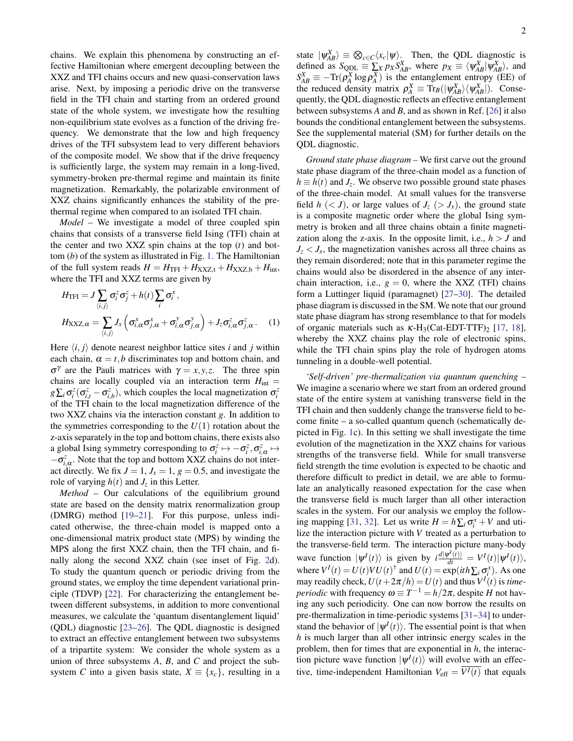chains. We explain this phenomena by constructing an effective Hamiltonian where emergent decoupling between the XXZ and TFI chains occurs and new quasi-conservation laws arise. Next, by imposing a periodic drive on the transverse field in the TFI chain and starting from an ordered ground state of the whole system, we investigate how the resulting non-equilibrium state evolves as a function of the driving frequency. We demonstrate that the low and high frequency drives of the TFI subsystem lead to very different behaviors of the composite model. We show that if the drive frequency is sufficiently large, the system may remain in a long-lived, symmetry-broken pre-thermal regime and maintain its finite magnetization. Remarkably, the polarizable environment of XXZ chains significantly enhances the stability of the pre-thermal regime when compared to an isolated TFI chain.

*Model* – We investigate a model of three coupled spin chains that consists of a transverse field Ising (TFI) chain at the center and two XXZ spin chains at the top ($t$) and bottom ($b$) of the system as illustrated in Fig. 1. The Hamiltonian of the full system reads $H = H_{\text{TFI}} + H_{\text{XXZ,t}} + H_{\text{XXZ,b}} + H_{\text{int}}$, where the TFI and XXZ terms are given by

$$
\begin{aligned}
H_{\text{TFI}} &= J \sum_{\langle i,j \rangle} \sigma_i^z \sigma_j^z + h(t) \sum_i \sigma_i^x \,, \\
H_{\text{XXZ},\alpha} &= \sum_{\langle i,j \rangle} J_x \left( \sigma_{i,\alpha}^x \sigma_{j,\alpha}^x + \sigma_{i,\alpha}^y \sigma_{j,\alpha}^y \right) + J_z \sigma_{i,\alpha}^z \sigma_{j,\alpha}^z \,. \quad (1)
\end{aligned}
$$

Here $\langle i,j \rangle$ denote nearest neighbor lattice sites $i$ and $j$ within each chain, $\alpha = t, b$ discriminates top and bottom chain, and $\sigma^\gamma$ are the Pauli matrices with $\gamma = x, y, z$. The three spin chains are locally coupled via an interaction term $H_{\text{int}} = g \sum_i \sigma_i^z (\sigma_{i,t}^z - \sigma_{i,b}^z)$, which couples the local magnetization $\sigma_i^z$ of the TFI chain to the local magnetization difference of the two XXZ chains via the interaction constant $g$. In addition to the symmetries corresponding to the $U(1)$ rotation about the z-axis separately in the top and bottom chains, there exists also a global Ising symmetry corresponding to $\sigma_i^z \mapsto -\sigma_i^z, \sigma_{i,\alpha}^z \mapsto -\sigma_{i,\alpha}^z$. Note that the top and bottom XXZ chains do not interact directly. We fix $J = 1$, $J_x = 1$, $g = 0.5$, and investigate the role of varying $h(t)$ and $J_z$ in this Letter.

*Method* – Our calculations of the equilibrium ground state are based on the density matrix renormalization group (DMRG) method [19–21]. For this purpose, unless indicated otherwise, the three-chain model is mapped onto a one-dimensional matrix product state (MPS) by winding the MPS along the first XXZ chain, then the TFI chain, and finally along the second XXZ chain (see inset of Fig. 2d). To study the quantum quench or periodic driving from the ground states, we employ the time dependent variational principle (TDVP) [22]. For characterizing the entanglement between different subsystems, in addition to more conventional measures, we calculate the 'quantum disentanglement liquid' (QDL) diagnostic [23–26]. The QDL diagnostic is designed to extract an effective entanglement between two subsystems of a tripartite system: We consider the whole system as a union of three subsystems $A$, $B$, and $C$ and project the subsystem $C$ into a given basis state, $X \equiv \{x_c\}$, resulting in a state $|\psi_{AB}^X\rangle \equiv \bigotimes_{c \in C} \langle x_c | \psi \rangle$. Then, the QDL diagnostic is defined as $S_{\text{QDL}} \equiv \sum_X p_X S_{AB}^X$, where $p_X \equiv \langle \psi_{AB}^X | \psi_{AB}^X \rangle$, and $S_{AB}^X \equiv -\text{Tr}(\rho_A^X \log \rho_A^X)$ is the entanglement entropy (EE) of the reduced density matrix $\rho_A^X \equiv \text{Tr}_B(|\psi_{AB}^X\rangle\langle\psi_{AB}^X|)$. Consequently, the QDL diagnostic reflects an effective entanglement between subsystems $A$ and $B$, and as shown in Ref. [26] it also bounds the conditional entanglement between the subsystems. See the supplemental material (SM) for further details on the QDL diagnostic.

*Ground state phase diagram* – We first carve out the ground state phase diagram of the three-chain model as a function of $h \equiv h(t)$ and $J_z$. We observe two possible ground state phases of the three-chain model. At small values for the transverse field $h$ ($< J$), or large values of $J_z$ ($> J_x$), the ground state is a composite magnetic order where the global Ising symmetry is broken and all three chains obtain a finite magnetization along the z-axis. In the opposite limit, i.e., $h > J$ and $J_z < J_x$, the magnetization vanishes across all three chains as they remain disordered; note that in this parameter regime the chains would also be disordered in the absence of any interchain interaction, i.e., $g = 0$, where the XXZ (TFI) chains form a Luttinger liquid (paramagnet) [27–30]. The detailed phase diagram is discussed in the SM. We note that our ground state phase diagram has strong resemblance to that for models of organic materials such as $\kappa$-$H_3$(Cat-EDT-TTF)$_2$ [17, 18], whereby the XXZ chains play the role of electronic spins, while the TFI chain spins play the role of hydrogen atoms tunneling in a double-well potential.

*'Self-driven' pre-thermalization via quantum quenching* – We imagine a scenario where we start from an ordered ground state of the entire system at vanishing transverse field in the TFI chain and then suddenly change the transverse field to become finite – a so-called quantum quench (schematically depicted in Fig. 1c). In this setting we shall investigate the time evolution of the magnetization in the XXZ chains for various strengths of the transverse field. While for small transverse field strength the time evolution is expected to be chaotic and therefore difficult to predict in detail, we are able to formulate an analytically reasoned expectation for the case when the transverse field is much larger than all other interaction scales in the system. For our analysis we employ the following mapping [31, 32]. Let us write $H = h \sum_i \sigma_i^x + V$ and utilize the interaction picture with $V$ treated as a perturbation to the transverse-field term. The interaction picture many-body wave function $|\psi^I(t)\rangle$ is given by $i \frac{d|\psi^I(t)\rangle}{dt} = V^I(t) |\psi^I(t)\rangle$, where $V^I(t) = U(t) V U(t)^\dagger$ and $U(t) = \exp(ith \sum_i \sigma_i^x)$. As one may readily check, $U(t + 2\pi/h) = U(t)$ and thus $V^I(t)$ is *time-periodic* with frequency $\omega \equiv T^{-1} = h/2\pi$, despite $H$ not having any such periodicity. One can now borrow the results on pre-thermalization in time-periodic systems [31–34] to understand the behavior of $|\psi^I(t)\rangle$. The essential point is that when $h$ is much larger than all other intrinsic energy scales in the problem, then for times that are exponential in $h$, the interaction picture wave function $|\psi^I(t)\rangle$ will evolve with an effective, time-independent Hamiltonian $V_{\text{eff}} = \overline{V^I(t)}$ that equals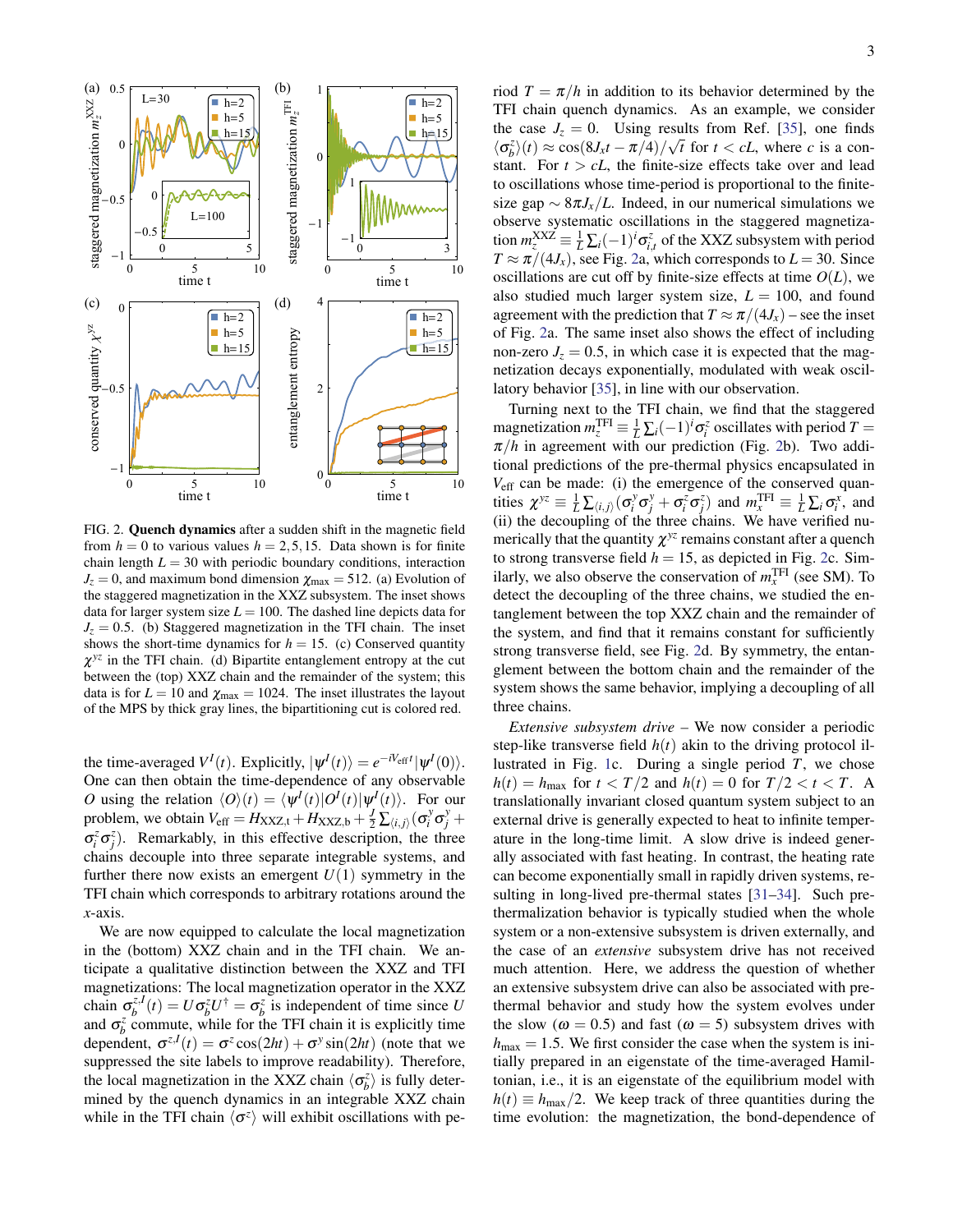FIG. 2. **Quench dynamics** after a sudden shift in the magnetic field from $h = 0$ to various values $h = 2, 5, 15$. Data shown is for finite chain length $L = 30$ with periodic boundary conditions, interaction $J_z = 0$, and maximum bond dimension $\chi_{\max} = 512$. (a) Evolution of the staggered magnetization in the XXZ subsystem. The inset shows data for larger system size $L = 100$. The dashed line depicts data for $J_z = 0.5$. (b) Staggered magnetization in the TFI chain. The inset shows the short-time dynamics for $h = 15$. (c) Conserved quantity $\chi^{yz}$ in the TFI chain. (d) Bipartite entanglement entropy at the cut between the (top) XXZ chain and the remainder of the system; this data is for $L = 10$ and $\chi_{\max} = 1024$. The inset illustrates the layout of the MPS by thick gray lines, the bipartitioning cut is colored red.

the time-averaged $V^I(t)$. Explicitly, $|\psi^I(t)\rangle = e^{-iV_{\text{eff}}t}|\psi^I(0)\rangle$. One can then obtain the time-dependence of any observable $O$ using the relation $\langle O\rangle(t) = \langle\psi^I(t)|O^I(t)|\psi^I(t)\rangle$. For our problem, we obtain $V_{\text{eff}} = H_{\text{XXZ,t}} + H_{\text{XXZ,b}} + \frac{J}{2}\sum_{\langle i,j\rangle}(\sigma_i^y\sigma_j^y + \sigma_i^z\sigma_j^z)$. Remarkably, in this effective description, the three chains decouple into three separate integrable systems, and further there now exists an emergent $U(1)$ symmetry in the TFI chain which corresponds to arbitrary rotations around the $x$-axis.

We are now equipped to calculate the local magnetization in the (bottom) XXZ chain and in the TFI chain. We anticipate a qualitative distinction between the XXZ and TFI magnetizations: The local magnetization operator in the XXZ chain $\sigma_b^{z,I}(t) = U\sigma_b^z U^\dagger = \sigma_b^z$ is independent of time since $U$ and $\sigma_b^z$ commute, while for the TFI chain it is explicitly time dependent, $\sigma^{z,I}(t) = \sigma^z\cos(2ht) + \sigma^y\sin(2ht)$ (note that we suppressed the site labels to improve readability). Therefore, the local magnetization in the XXZ chain $\langle\sigma_b^z\rangle$ is fully determined by the quench dynamics in an integrable XXZ chain while in the TFI chain $\langle\sigma^z\rangle$ will exhibit oscillations with period $T = \pi/h$ in addition to its behavior determined by the TFI chain quench dynamics. As an example, we consider the case $J_z = 0$. Using results from Ref. [35], one finds $\langle\sigma_b^z\rangle(t) \approx \cos(8J_x t - \pi/4)/\sqrt{t}$ for $t < cL$, where $c$ is a constant. For $t > cL$, the finite-size effects take over and lead to oscillations whose time-period is proportional to the finite-size gap $\sim 8\pi J_x/L$. Indeed, in our numerical simulations we observe systematic oscillations in the staggered magnetization $m_z^{\text{XXZ}} \equiv \frac{1}{L}\sum_i(-1)^i\sigma_{i,t}^z$ of the XXZ subsystem with period $T \approx \pi/(4J_x)$, see Fig. 2a, which corresponds to $L = 30$. Since oscillations are cut off by finite-size effects at time $O(L)$, we also studied much larger system size, $L = 100$, and found agreement with the prediction that $T \approx \pi/(4J_x)$ – see the inset of Fig. 2a. The same inset also shows the effect of including non-zero $J_z = 0.5$, in which case it is expected that the magnetization decays exponentially, modulated with weak oscillatory behavior [35], in line with our observation.

Turning next to the TFI chain, we find that the staggered magnetization $m_z^{\text{TFI}} \equiv \frac{1}{L}\sum_i(-1)^i\sigma_i^z$ oscillates with period $T = \pi/h$ in agreement with our prediction (Fig. 2b). Two additional predictions of the pre-thermal physics encapsulated in $V_{\text{eff}}$ can be made: (i) the emergence of the conserved quantities $\chi^{yz} \equiv \frac{1}{L}\sum_{\langle i,j\rangle}(\sigma_i^y\sigma_j^y + \sigma_i^z\sigma_j^z)$ and $m_x^{\text{TFI}} \equiv \frac{1}{L}\sum_i\sigma_i^x$, and (ii) the decoupling of the three chains. We have verified numerically that the quantity $\chi^{yz}$ remains constant after a quench to strong transverse field $h = 15$, as depicted in Fig. 2c. Similarly, we also observe the conservation of $m_x^{\text{TFI}}$ (see SM). To detect the decoupling of the three chains, we studied the entanglement between the top XXZ chain and the remainder of the system, and find that it remains constant for sufficiently strong transverse field, see Fig. 2d. By symmetry, the entanglement between the bottom chain and the remainder of the system shows the same behavior, implying a decoupling of all three chains.

*Extensive subsystem drive* – We now consider a periodic step-like transverse field $h(t)$ akin to the driving protocol illustrated in Fig. 1c. During a single period $T$, we chose $h(t) = h_{\max}$ for $t < T/2$ and $h(t) = 0$ for $T/2 < t < T$. A translationally invariant closed quantum system subject to an external drive is generally expected to heat to infinite temperature in the long-time limit. A slow drive is indeed generally associated with fast heating. In contrast, the heating rate can become exponentially small in rapidly driven systems, resulting in long-lived pre-thermal states [31–34]. Such prethermalization behavior is typically studied when the whole system or a non-extensive subsystem is driven externally, and the case of an *extensive* subsystem drive has not received much attention. Here, we address the question of whether an extensive subsystem drive can also be associated with prethermal behavior and study how the system evolves under the slow ($\omega = 0.5$) and fast ($\omega = 5$) subsystem drives with $h_{\max} = 1.5$. We first consider the case when the system is initially prepared in an eigenstate of the time-averaged Hamiltonian, i.e., it is an eigenstate of the equilibrium model with $h(t) \equiv h_{\max}/2$. We keep track of three quantities during the time evolution: the magnetization, the bond-dependence of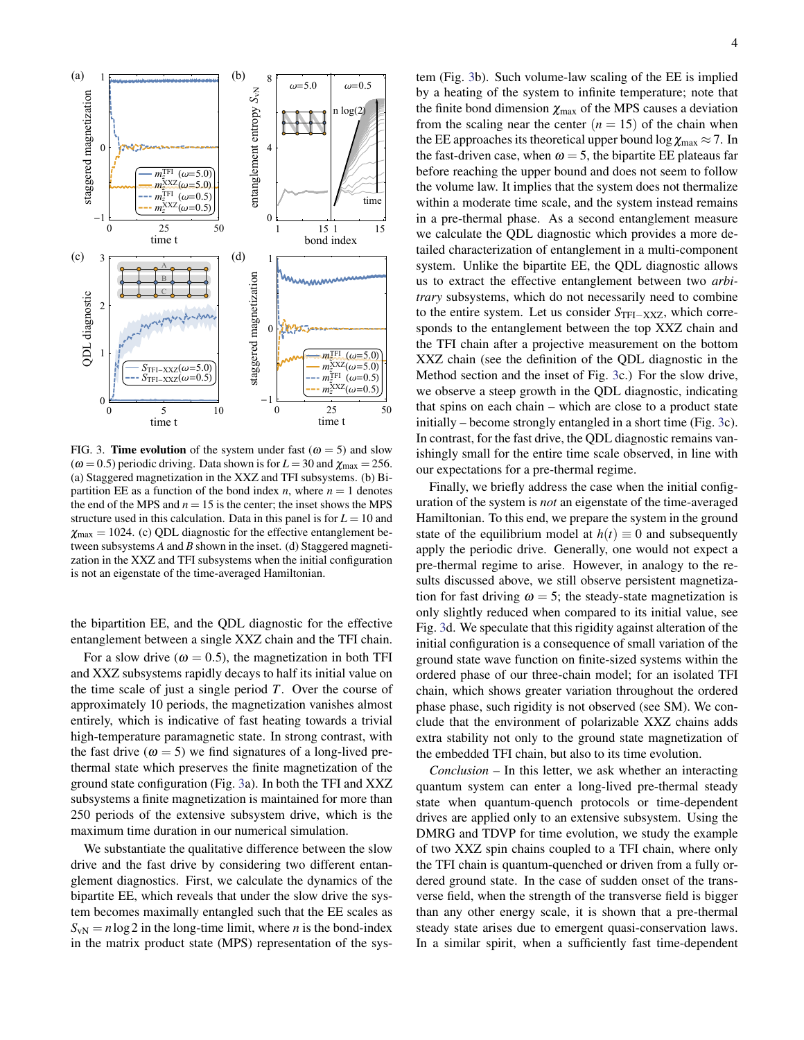FIG. 3. **Time evolution** of the system under fast ($\omega = 5$) and slow ($\omega = 0.5$) periodic driving. Data shown is for $L = 30$ and $\chi_{\max} = 256$. (a) Staggered magnetization in the XXZ and TFI subsystems. (b) Bipartition EE as a function of the bond index $n$, where $n = 1$ denotes the end of the MPS and $n = 15$ is the center; the inset shows the MPS structure used in this calculation. Data in this panel is for $L = 10$ and $\chi_{\max} = 1024$. (c) QDL diagnostic for the effective entanglement between subsystems $A$ and $B$ shown in the inset. (d) Staggered magnetization in the XXZ and TFI subsystems when the initial configuration is not an eigenstate of the time-averaged Hamiltonian.

the bipartition EE, and the QDL diagnostic for the effective entanglement between a single XXZ chain and the TFI chain.

For a slow drive ($\omega = 0.5$), the magnetization in both TFI and XXZ subsystems rapidly decays to half its initial value on the time scale of just a single period $T$. Over the course of approximately 10 periods, the magnetization vanishes almost entirely, which is indicative of fast heating towards a trivial high-temperature paramagnetic state. In strong contrast, with the fast drive ($\omega = 5$) we find signatures of a long-lived pre-thermal state which preserves the finite magnetization of the ground state configuration (Fig. 3a). In both the TFI and XXZ subsystems a finite magnetization is maintained for more than 250 periods of the extensive subsystem drive, which is the maximum time duration in our numerical simulation.

We substantiate the qualitative difference between the slow drive and the fast drive by considering two different entanglement diagnostics. First, we calculate the dynamics of the bipartite EE, which reveals that under the slow drive the system becomes maximally entangled such that the EE scales as $S_{\mathrm{vN}} = n \log 2$ in the long-time limit, where $n$ is the bond-index in the matrix product state (MPS) representation of the system (Fig. 3b). Such volume-law scaling of the EE is implied by a heating of the system to infinite temperature; note that the finite bond dimension $\chi_{\max}$ of the MPS causes a deviation from the scaling near the center ($n = 15$) of the chain when the EE approaches its theoretical upper bound $\log \chi_{\max} \approx 7$. In the fast-driven case, when $\omega = 5$, the bipartite EE plateaus far before reaching the upper bound and does not seem to follow the volume law. It implies that the system does not thermalize within a moderate time scale, and the system instead remains in a pre-thermal phase. As a second entanglement measure we calculate the QDL diagnostic which provides a more detailed characterization of entanglement in a multi-component system. Unlike the bipartite EE, the QDL diagnostic allows us to extract the effective entanglement between two *arbitrary* subsystems, which do not necessarily need to combine to the entire system. Let us consider $S_{\mathrm{TFI-XXZ}}$, which corresponds to the entanglement between the top XXZ chain and the TFI chain after a projective measurement on the bottom XXZ chain (see the definition of the QDL diagnostic in the Method section and the inset of Fig. 3c.) For the slow drive, we observe a steep growth in the QDL diagnostic, indicating that spins on each chain – which are close to a product state initially – become strongly entangled in a short time (Fig. 3c). In contrast, for the fast drive, the QDL diagnostic remains vanishingly small for the entire time scale observed, in line with our expectations for a pre-thermal regime.

Finally, we briefly address the case when the initial configuration of the system is *not* an eigenstate of the time-averaged Hamiltonian. To this end, we prepare the system in the ground state of the equilibrium model at $h(t) \equiv 0$ and subsequently apply the periodic drive. Generally, one would not expect a pre-thermal regime to arise. However, in analogy to the results discussed above, we still observe persistent magnetization for fast driving $\omega = 5$; the steady-state magnetization is only slightly reduced when compared to its initial value, see Fig. 3d. We speculate that this rigidity against alteration of the initial configuration is a consequence of small variation of the ground state wave function on finite-sized systems within the ordered phase of our three-chain model; for an isolated TFI chain, which shows greater variation throughout the ordered phase phase, such rigidity is not observed (see SM). We conclude that the environment of polarizable XXZ chains adds extra stability not only to the ground state magnetization of the embedded TFI chain, but also to its time evolution.

*Conclusion* – In this letter, we ask whether an interacting quantum system can enter a long-lived pre-thermal steady state when quantum-quench protocols or time-dependent drives are applied only to an extensive subsystem. Using the DMRG and TDVP for time evolution, we study the example of two XXZ spin chains coupled to a TFI chain, where only the TFI chain is quantum-quenched or driven from a fully ordered ground state. In the case of sudden onset of the transverse field, when the strength of the transverse field is bigger than any other energy scale, it is shown that a pre-thermal steady state arises due to emergent quasi-conservation laws. In a similar spirit, when a sufficiently fast time-dependent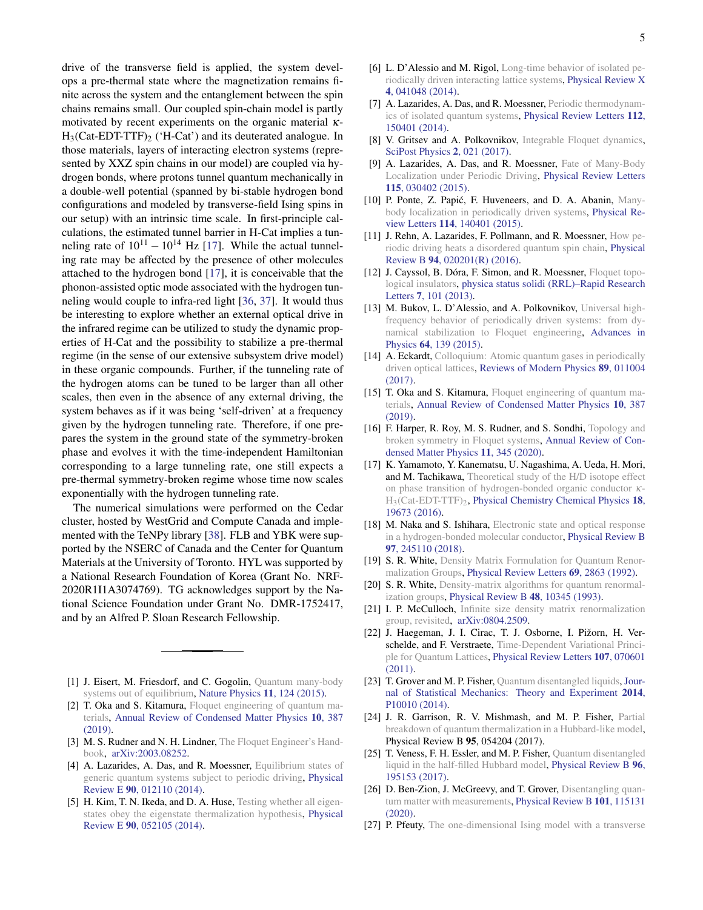drive of the transverse field is applied, the system develops a pre-thermal state where the magnetization remains finite across the system and the entanglement between the spin chains remains small. Our coupled spin-chain model is partly motivated by recent experiments on the organic material $\kappa$-$H_3$(Cat-EDT-TTF)$_2$ ('H-Cat') and its deuterated analogue. In those materials, layers of interacting electron systems (represented by XXZ spin chains in our model) are coupled via hydrogen bonds, where protons tunnel quantum mechanically in a double-well potential (spanned by bi-stable hydrogen bond configurations and modeled by transverse-field Ising spins in our setup) with an intrinsic time scale. In first-principle calculations, the estimated tunnel barrier in H-Cat implies a tunneling rate of $10^{11} - 10^{14}$ Hz [17]. While the actual tunneling rate may be affected by the presence of other molecules attached to the hydrogen bond [17], it is conceivable that the phonon-assisted optic mode associated with the hydrogen tunneling would couple to infra-red light [36, 37]. It would thus be interesting to explore whether an external optical drive in the infrared regime can be utilized to study the dynamic properties of H-Cat and the possibility to stabilize a pre-thermal regime (in the sense of our extensive subsystem drive model) in these organic compounds. Further, if the tunneling rate of the hydrogen atoms can be tuned to be larger than all other scales, then even in the absence of any external driving, the system behaves as if it was being 'self-driven' at a frequency given by the hydrogen tunneling rate. Therefore, if one prepares the system in the ground state of the symmetry-broken phase and evolves it with the time-independent Hamiltonian corresponding to a large tunneling rate, one still expects a pre-thermal symmetry-broken regime whose time now scales exponentially with the hydrogen tunneling rate.

The numerical simulations were performed on the Cedar cluster, hosted by WestGrid and Compute Canada and implemented with the TeNPy library [38]. FLB and YBK were supported by the NSERC of Canada and the Center for Quantum Materials at the University of Toronto. HYL was supported by a National Research Foundation of Korea (Grant No. NRF-2020R1I1A3074769). TG acknowledges support by the National Science Foundation under Grant No. DMR-1752417, and by an Alfred P. Sloan Research Fellowship.

---

[1] J. Eisert, M. Friesdorf, and C. Gogolin, Quantum many-body systems out of equilibrium, Nature Physics **11**, 124 (2015).

[2] T. Oka and S. Kitamura, Floquet engineering of quantum materials, Annual Review of Condensed Matter Physics **10**, 387 (2019).

[3] M. S. Rudner and N. H. Lindner, The Floquet Engineer's Handbook, arXiv:2003.08252.

[4] A. Lazarides, A. Das, and R. Moessner, Equilibrium states of generic quantum systems subject to periodic driving, Physical Review E **90**, 012110 (2014).

[5] H. Kim, T. N. Ikeda, and D. A. Huse, Testing whether all eigenstates obey the eigenstate thermalization hypothesis, Physical Review E **90**, 052105 (2014).

[6] L. D'Alessio and M. Rigol, Long-time behavior of isolated periodically driven interacting lattice systems, Physical Review X **4**, 041048 (2014).

[7] A. Lazarides, A. Das, and R. Moessner, Periodic thermodynamics of isolated quantum systems, Physical Review Letters **112**, 150401 (2014).

[8] V. Gritsev and A. Polkovnikov, Integrable Floquet dynamics, SciPost Physics **2**, 021 (2017).

[9] A. Lazarides, A. Das, and R. Moessner, Fate of Many-Body Localization under Periodic Driving, Physical Review Letters **115**, 030402 (2015).

[10] P. Ponte, Z. Papić, F. Huveneers, and D. A. Abanin, Many-body localization in periodically driven systems, Physical Review Letters **114**, 140401 (2015).

[11] J. Rehn, A. Lazarides, F. Pollmann, and R. Moessner, How periodic driving heats a disordered quantum spin chain, Physical Review B **94**, 020201(R) (2016).

[12] J. Cayssol, B. Dóra, F. Simon, and R. Moessner, Floquet topological insulators, physica status solidi (RRL)–Rapid Research Letters **7**, 101 (2013).

[13] M. Bukov, L. D'Alessio, and A. Polkovnikov, Universal high-frequency behavior of periodically driven systems: from dynamical stabilization to Floquet engineering, Advances in Physics **64**, 139 (2015).

[14] A. Eckardt, Colloquium: Atomic quantum gases in periodically driven optical lattices, Reviews of Modern Physics **89**, 011004 (2017).

[15] T. Oka and S. Kitamura, Floquet engineering of quantum materials, Annual Review of Condensed Matter Physics **10**, 387 (2019).

[16] F. Harper, R. Roy, M. S. Rudner, and S. Sondhi, Topology and broken symmetry in Floquet systems, Annual Review of Condensed Matter Physics **11**, 345 (2020).

[17] K. Yamamoto, Y. Kanematsu, U. Nagashima, A. Ueda, H. Mori, and M. Tachikawa, Theoretical study of the H/D isotope effect on phase transition of hydrogen-bonded organic conductor $\kappa$-$H_3$(Cat-EDT-TTF)$_2$, Physical Chemistry Chemical Physics **18**, 19673 (2016).

[18] M. Naka and S. Ishihara, Electronic state and optical response in a hydrogen-bonded molecular conductor, Physical Review B **97**, 245110 (2018).

[19] S. R. White, Density Matrix Formulation for Quantum Renormalization Groups, Physical Review Letters **69**, 2863 (1992).

[20] S. R. White, Density-matrix algorithms for quantum renormalization groups, Physical Review B **48**, 10345 (1993).

[21] I. P. McCulloch, Infinite size density matrix renormalization group, revisited, arXiv:0804.2509.

[22] J. Haegeman, J. I. Cirac, T. J. Osborne, I. Pižorn, H. Verschelde, and F. Verstraete, Time-Dependent Variational Principle for Quantum Lattices, Physical Review Letters **107**, 070601 (2011).

[23] T. Grover and M. P. Fisher, Quantum disentangled liquids, Journal of Statistical Mechanics: Theory and Experiment **2014**, P10010 (2014).

[24] J. R. Garrison, R. V. Mishmash, and M. P. Fisher, Partial breakdown of quantum thermalization in a Hubbard-like model, Physical Review B **95**, 054204 (2017).

[25] T. Veness, F. H. Essler, and M. P. Fisher, Quantum disentangled liquid in the half-filled Hubbard model, Physical Review B **96**, 195153 (2017).

[26] D. Ben-Zion, J. McGreevy, and T. Grover, Disentangling quantum matter with measurements, Physical Review B **101**, 115131 (2020).

[27] P. Pfeuty, The one-dimensional Ising model with a transverse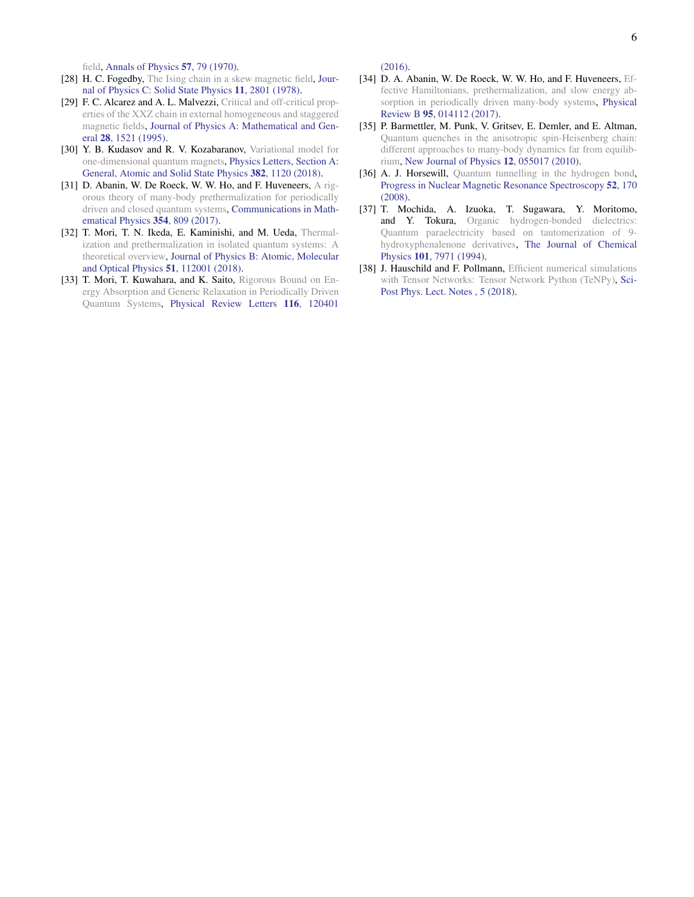field, Annals of Physics **57**, 79 (1970).

[28] H. C. Fogedby, The Ising chain in a skew magnetic field, Journal of Physics C: Solid State Physics **11**, 2801 (1978).

[29] F. C. Alcarez and A. L. Malvezzi, Critical and off-critical properties of the XXZ chain in external homogeneous and staggered magnetic fields, Journal of Physics A: Mathematical and General **28**, 1521 (1995).

[30] Y. B. Kudasov and R. V. Kozabaranov, Variational model for one-dimensional quantum magnets, Physics Letters, Section A: General, Atomic and Solid State Physics **382**, 1120 (2018).

[31] D. Abanin, W. De Roeck, W. W. Ho, and F. Huveneers, A rigorous theory of many-body prethermalization for periodically driven and closed quantum systems, Communications in Mathematical Physics **354**, 809 (2017).

[32] T. Mori, T. N. Ikeda, E. Kaminishi, and M. Ueda, Thermalization and prethermalization in isolated quantum systems: A theoretical overview, Journal of Physics B: Atomic, Molecular and Optical Physics **51**, 112001 (2018).

[33] T. Mori, T. Kuwahara, and K. Saito, Rigorous Bound on Energy Absorption and Generic Relaxation in Periodically Driven Quantum Systems, Physical Review Letters **116**, 120401 (2016).

[34] D. A. Abanin, W. De Roeck, W. W. Ho, and F. Huveneers, Effective Hamiltonians, prethermalization, and slow energy absorption in periodically driven many-body systems, Physical Review B **95**, 014112 (2017).

[35] P. Barmettler, M. Punk, V. Gritsev, E. Demler, and E. Altman, Quantum quenches in the anisotropic spin-Heisenberg chain: different approaches to many-body dynamics far from equilibrium, New Journal of Physics **12**, 055017 (2010).

[36] A. J. Horsewill, Quantum tunnelling in the hydrogen bond, Progress in Nuclear Magnetic Resonance Spectroscopy **52**, 170 (2008).

[37] T. Mochida, A. Izuoka, T. Sugawara, Y. Moritomo, and Y. Tokura, Organic hydrogen-bonded dielectrics: Quantum paraelectricity based on tautomerization of 9-hydroxyphenalenone derivatives, The Journal of Chemical Physics **101**, 7971 (1994).

[38] J. Hauschild and F. Pollmann, Efficient numerical simulations with Tensor Networks: Tensor Network Python (TeNPy), SciPost Phys. Lect. Notes , 5 (2018).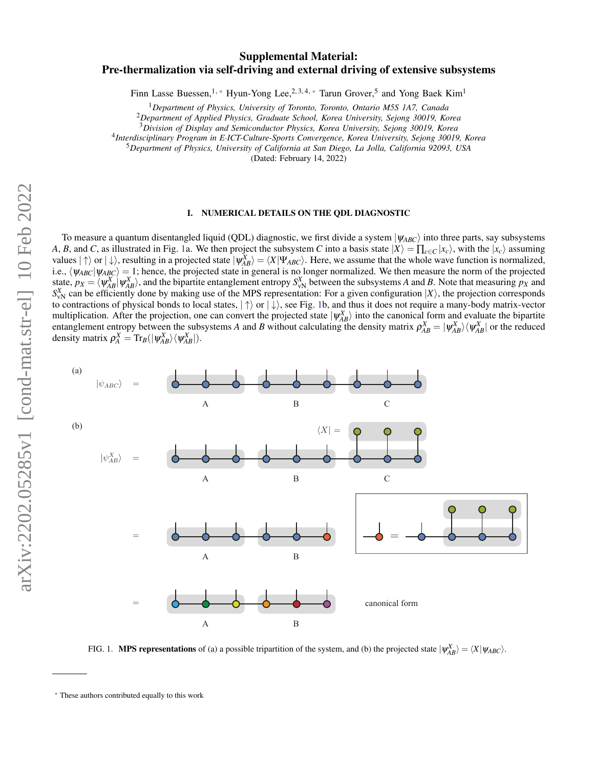# Supplemental Material: Pre-thermalization via self-driving and external driving of extensive subsystems

Finn Lasse Buessen,[1,*] Hyun-Yong Lee,[2,3,4,*] Tarun Grover,[5] and Yong Baek Kim[1]

[1] *Department of Physics, University of Toronto, Toronto, Ontario M5S 1A7, Canada*
[2] *Department of Applied Physics, Graduate School, Korea University, Sejong 30019, Korea*
[3] *Division of Display and Semiconductor Physics, Korea University, Sejong 30019, Korea*
[4] *Interdisciplinary Program in E·ICT-Culture-Sports Convergence, Korea University, Sejong 30019, Korea*
[5] *Department of Physics, University of California at San Diego, La Jolla, California 92093, USA*

(Dated: February 14, 2022)

## I. NUMERICAL DETAILS ON THE QDL DIAGNOSTIC

To measure a quantum disentangled liquid (QDL) diagnostic, we first divide a system $|\psi_{ABC}\rangle$ into three parts, say subsystems $A$, $B$, and $C$, as illustrated in Fig. 1a. We then project the subsystem $C$ into a basis state $|X\rangle = \prod_{c\in C}|x_c\rangle$, with the $|x_c\rangle$ assuming values $|\uparrow\rangle$ or $|\downarrow\rangle$, resulting in a projected state $|\psi^X_{AB}\rangle = \langle X|\Psi_{ABC}\rangle$. Here, we assume that the whole wave function is normalized, i.e., $\langle\psi_{ABC}|\psi_{ABC}\rangle = 1$; hence, the projected state in general is no longer normalized. We then measure the norm of the projected state, $p_X = \langle\psi^X_{AB}|\psi^X_{AB}\rangle$, and the bipartite entanglement entropy $S^X_{\mathrm{vN}}$ between the subsystems $A$ and $B$. Note that measuring $p_X$ and $S^X_{\mathrm{vN}}$ can be efficiently done by making use of the MPS representation: For a given configuration $|X\rangle$, the projection corresponds to contractions of physical bonds to local states, $|\uparrow\rangle$ or $|\downarrow\rangle$, see Fig. 1b, and thus it does not require a many-body matrix-vector multiplication. After the projection, one can convert the projected state $|\psi^X_{AB}\rangle$ into the canonical form and evaluate the bipartite entanglement entropy between the subsystems $A$ and $B$ without calculating the density matrix $\rho^X_{AB} = |\psi^X_{AB}\rangle\langle\psi^X_{AB}|$ or the reduced density matrix $\rho^X_A = \mathrm{Tr}_B(|\psi^X_{AB}\rangle\langle\psi^X_{AB}|)$.

FIG. 1. **MPS representations** of (a) a possible tripartition of the system, and (b) the projected state $|\psi^X_{AB}\rangle = \langle X|\psi_{ABC}\rangle$.

* These authors contributed equally to this work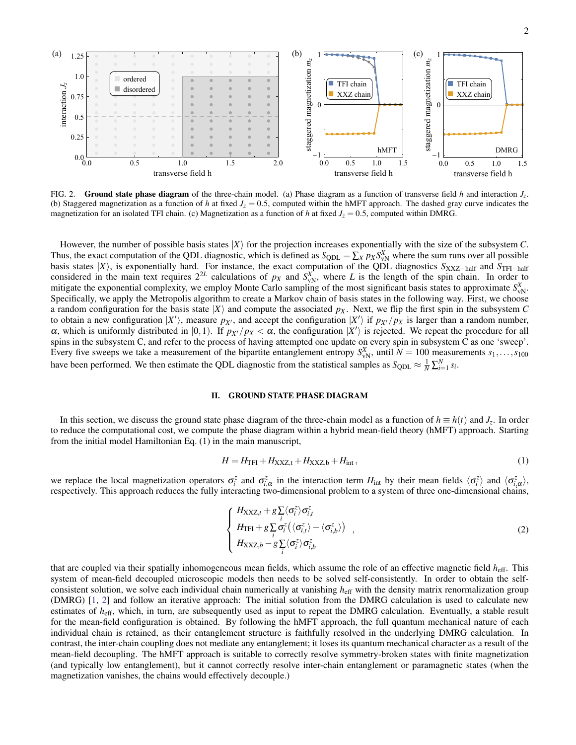FIG. 2. **Ground state phase diagram** of the three-chain model. (a) Phase diagram as a function of transverse field $h$ and interaction $J_z$. (b) Staggered magnetization as a function of $h$ at fixed $J_z = 0.5$, computed within the hMFT approach. The dashed gray curve indicates the magnetization for an isolated TFI chain. (c) Magnetization as a function of $h$ at fixed $J_z = 0.5$, computed within DMRG.

However, the number of possible basis states $|X\rangle$ for the projection increases exponentially with the size of the subsystem $C$. Thus, the exact computation of the QDL diagnostic, which is defined as $S_{\mathrm{QDL}} = \sum_X p_X S_{\mathrm{vN}}^X$ where the sum runs over all possible basis states $|X\rangle$, is exponentially hard. For instance, the exact computation of the QDL diagnostics $S_{\mathrm{XXZ-half}}$ and $S_{\mathrm{TFI-half}}$ considered in the main text requires $2^{2L}$ calculations of $p_X$ and $S_{\mathrm{vN}}^X$, where $L$ is the length of the spin chain. In order to mitigate the exponential complexity, we employ Monte Carlo sampling of the most significant basis states to approximate $S_{\mathrm{vN}}^X$. Specifically, we apply the Metropolis algorithm to create a Markov chain of basis states in the following way. First, we choose a random configuration for the basis state $|X\rangle$ and compute the associated $p_X$. Next, we flip the first spin in the subsystem $C$ to obtain a new configuration $|X'\rangle$, measure $p_{X'}$, and accept the configuration $|X'\rangle$ if $p_{X'}/p_X$ is larger than a random number, $\alpha$, which is uniformly distributed in $[0,1)$. If $p_{X'}/p_X < \alpha$, the configuration $|X'\rangle$ is rejected. We repeat the procedure for all spins in the subsystem C, and refer to the process of having attempted one update on every spin in subsystem C as one 'sweep'. Every five sweeps we take a measurement of the bipartite entanglement entropy $S_{\mathrm{vN}}^X$, until $N = 100$ measurements $s_1, \ldots, s_{100}$ have been performed. We then estimate the QDL diagnostic from the statistical samples as $S_{\mathrm{QDL}} \approx \frac{1}{N}\sum_{i=1}^{N} s_i$.

## II. GROUND STATE PHASE DIAGRAM

In this section, we discuss the ground state phase diagram of the three-chain model as a function of $h \equiv h(t)$ and $J_z$. In order to reduce the computational cost, we compute the phase diagram within a hybrid mean-field theory (hMFT) approach. Starting from the initial model Hamiltonian Eq. (1) in the main manuscript,

$$H = H_{\mathrm{TFI}} + H_{\mathrm{XXZ,t}} + H_{\mathrm{XXZ,b}} + H_{\mathrm{int}}, \tag{1}$$

we replace the local magnetization operators $\sigma_i^z$ and $\sigma_{i,\alpha}^z$ in the interaction term $H_{\mathrm{int}}$ by their mean fields $\langle\sigma_i^z\rangle$ and $\langle\sigma_{i,\alpha}^z\rangle$, respectively. This approach reduces the fully interacting two-dimensional problem to a system of three one-dimensional chains,

$$\begin{cases} H_{\mathrm{XXZ},t} + g\sum_i \langle\sigma_i^z\rangle\sigma_{i,t}^z \\ H_{\mathrm{TFI}} + g\sum_i \sigma_i^z\left(\langle\sigma_{i,t}^z\rangle - \langle\sigma_{i,b}^z\rangle\right) \\ H_{\mathrm{XXZ},b} - g\sum_i \langle\sigma_i^z\rangle\sigma_{i,b}^z \end{cases}, \tag{2}$$

that are coupled via their spatially inhomogeneous mean fields, which assume the role of an effective magnetic field $h_{\mathrm{eff}}$. This system of mean-field decoupled microscopic models then needs to be solved self-consistently. In order to obtain the self-consistent solution, we solve each individual chain numerically at vanishing $h_{\mathrm{eff}}$ with the density matrix renormalization group (DMRG) [1, 2] and follow an iterative approach: The initial solution from the DMRG calculation is used to calculate new estimates of $h_{\mathrm{eff}}$, which, in turn, are subsequently used as input to repeat the DMRG calculation. Eventually, a stable result for the mean-field configuration is obtained. By following the hMFT approach, the full quantum mechanical nature of each individual chain is retained, as their entanglement structure is faithfully resolved in the underlying DMRG calculation. In contrast, the inter-chain coupling does not mediate any entanglement; it loses its quantum mechanical character as a result of the mean-field decoupling. The hMFT approach is suitable to correctly resolve symmetry-broken states with finite magnetization (and typically low entanglement), but it cannot correctly resolve inter-chain entanglement or paramagnetic states (when the magnetization vanishes, the chains would effectively decouple.)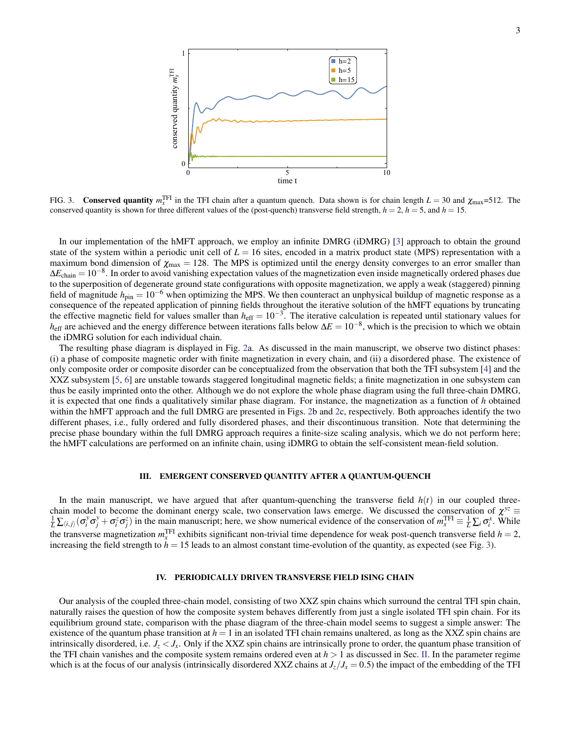FIG. 3. **Conserved quantity** $m_x^{\rm TFI}$ in the TFI chain after a quantum quench. Data shown is for chain length $L = 30$ and $\chi_{\rm max}$=512. The conserved quantity is shown for three different values of the (post-quench) transverse field strength, $h = 2$, $h = 5$, and $h = 15$.

In our implementation of the hMFT approach, we employ an infinite DMRG (iDMRG) [3] approach to obtain the ground state of the system within a periodic unit cell of $L = 16$ sites, encoded in a matrix product state (MPS) representation with a maximum bond dimension of $\chi_{\rm max} = 128$. The MPS is optimized until the energy density converges to an error smaller than $\Delta E_{\rm chain} = 10^{-8}$. In order to avoid vanishing expectation values of the magnetization even inside magnetically ordered phases due to the superposition of degenerate ground state configurations with opposite magnetization, we apply a weak (staggered) pinning field of magnitude $h_{\rm pin} = 10^{-6}$ when optimizing the MPS. We then counteract an unphysical buildup of magnetic response as a consequence of the repeated application of pinning fields throughout the iterative solution of the hMFT equations by truncating the effective magnetic field for values smaller than $h_{\rm eff} = 10^{-3}$. The iterative calculation is repeated until stationary values for $h_{\rm eff}$ are achieved and the energy difference between iterations falls below $\Delta E = 10^{-8}$, which is the precision to which we obtain the iDMRG solution for each individual chain.

The resulting phase diagram is displayed in Fig. 2a. As discussed in the main manuscript, we observe two distinct phases: (i) a phase of composite magnetic order with finite magnetization in every chain, and (ii) a disordered phase. The existence of only composite order or composite disorder can be conceptualized from the observation that both the TFI subsystem [4] and the XXZ subsystem [5, 6] are unstable towards staggered longitudinal magnetic fields; a finite magnetization in one subsystem can thus be easily imprinted onto the other. Although we do not explore the whole phase diagram using the full three-chain DMRG, it is expected that one finds a qualitatively similar phase diagram. For instance, the magnetization as a function of $h$ obtained within the hMFT approach and the full DMRG are presented in Figs. 2b and 2c, respectively. Both approaches identify the two different phases, i.e., fully ordered and fully disordered phases, and their discontinuous transition. Note that determining the precise phase boundary within the full DMRG approach requires a finite-size scaling analysis, which we do not perform here; the hMFT calculations are performed on an infinite chain, using iDMRG to obtain the self-consistent mean-field solution.

## III. EMERGENT CONSERVED QUANTITY AFTER A QUANTUM-QUENCH

In the main manuscript, we have argued that after quantum-quenching the transverse field $h(t)$ in our coupled three-chain model to become the dominant energy scale, two conservation laws emerge. We discussed the conservation of $\chi^{yz} \equiv \frac{1}{L}\sum_{\langle i,j\rangle}(\sigma_i^y\sigma_j^y + \sigma_i^z\sigma_j^z)$ in the main manuscript; here, we show numerical evidence of the conservation of $m_x^{\rm TFI} \equiv \frac{1}{L}\sum_i \sigma_i^x$. While the transverse magnetization $m_x^{\rm TFI}$ exhibits significant non-trivial time dependence for weak post-quench transverse field $h = 2$, increasing the field strength to $h = 15$ leads to an almost constant time-evolution of the quantity, as expected (see Fig. 3).

## IV. PERIODICALLY DRIVEN TRANSVERSE FIELD ISING CHAIN

Our analysis of the coupled three-chain model, consisting of two XXZ spin chains which surround the central TFI spin chain, naturally raises the question of how the composite system behaves differently from just a single isolated TFI spin chain. For its equilibrium ground state, comparison with the phase diagram of the three-chain model seems to suggest a simple answer: The existence of the quantum phase transition at $h = 1$ in an isolated TFI chain remains unaltered, as long as the XXZ spin chains are intrinsically disordered, i.e. $J_z < J_x$. Only if the XXZ spin chains are intrinsically prone to order, the quantum phase transition of the TFI chain vanishes and the composite system remains ordered even at $h > 1$ as discussed in Sec. II. In the parameter regime which is at the focus of our analysis (intrinsically disordered XXZ chains at $J_z/J_x = 0.5$) the impact of the embedding of the TFI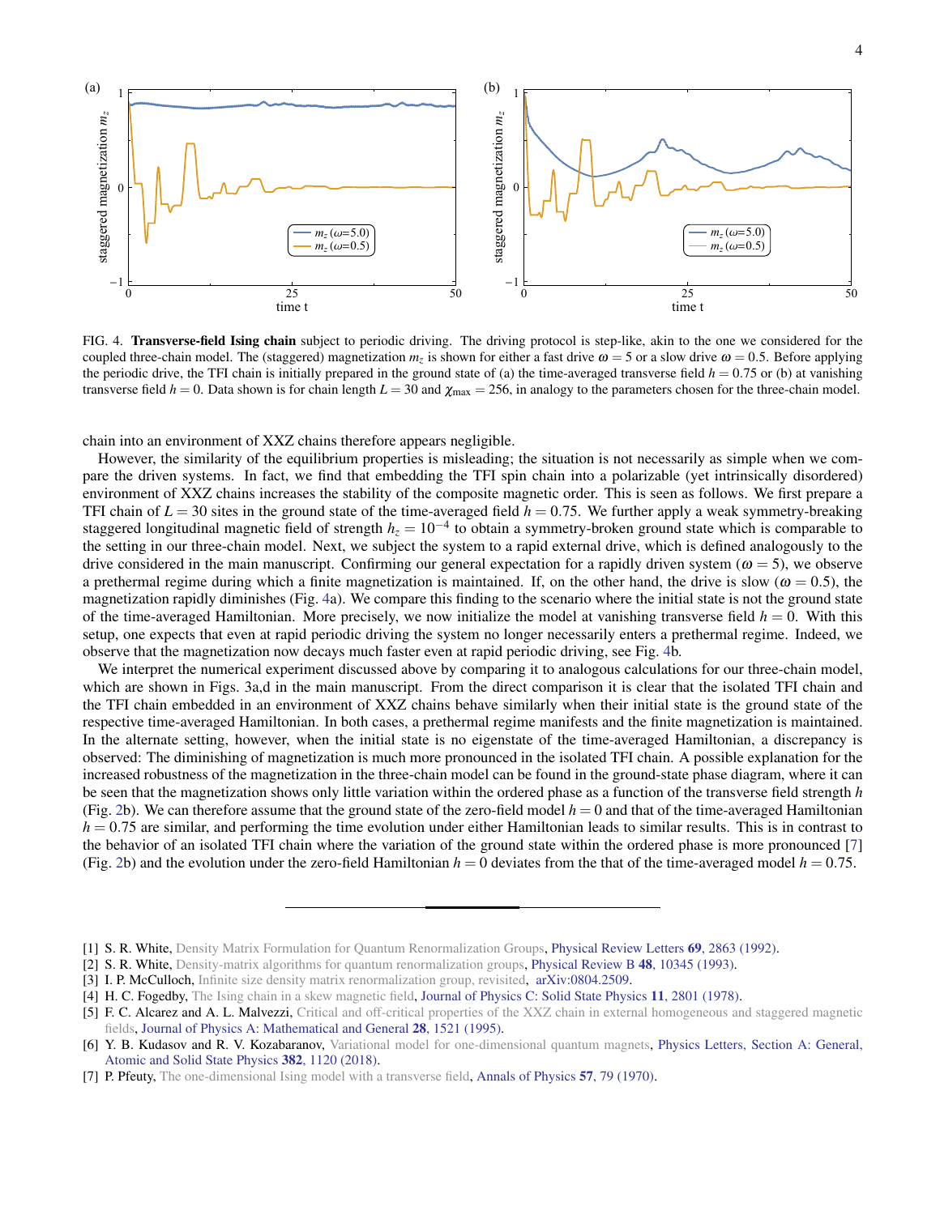(a)

staggered magnetization $m_z$

1

0

−1

0

25

50

time t

$m_z$ ($\omega$=5.0)
$m_z$ ($\omega$=0.5)

(b)

staggered magnetization $m_z$

1

0

−1

0

25

50

time t

$m_z$ ($\omega$=5.0)
$m_z$ ($\omega$=0.5)

FIG. 4. **Transverse-field Ising chain** subject to periodic driving. The driving protocol is step-like, akin to the one we considered for the coupled three-chain model. The (staggered) magnetization $m_z$ is shown for either a fast drive $\omega = 5$ or a slow drive $\omega = 0.5$. Before applying the periodic drive, the TFI chain is initially prepared in the ground state of (a) the time-averaged transverse field $h = 0.75$ or (b) at vanishing transverse field $h = 0$. Data shown is for chain length $L = 30$ and $\chi_{\max} = 256$, in analogy to the parameters chosen for the three-chain model.

chain into an environment of XXZ chains therefore appears negligible.

However, the similarity of the equilibrium properties is misleading; the situation is not necessarily as simple when we compare the driven systems. In fact, we find that embedding the TFI spin chain into a polarizable (yet intrinsically disordered) environment of XXZ chains increases the stability of the composite magnetic order. This is seen as follows. We first prepare a TFI chain of $L = 30$ sites in the ground state of the time-averaged field $h = 0.75$. We further apply a weak symmetry-breaking staggered longitudinal magnetic field of strength $h_z = 10^{-4}$ to obtain a symmetry-broken ground state which is comparable to the setting in our three-chain model. Next, we subject the system to a rapid external drive, which is defined analogously to the drive considered in the main manuscript. Confirming our general expectation for a rapidly driven system ($\omega = 5$), we observe a prethermal regime during which a finite magnetization is maintained. If, on the other hand, the drive is slow ($\omega = 0.5$), the magnetization rapidly diminishes (Fig. 4a). We compare this finding to the scenario where the initial state is not the ground state of the time-averaged Hamiltonian. More precisely, we now initialize the model at vanishing transverse field $h = 0$. With this setup, one expects that even at rapid periodic driving the system no longer necessarily enters a prethermal regime. Indeed, we observe that the magnetization now decays much faster even at rapid periodic driving, see Fig. 4b.

We interpret the numerical experiment discussed above by comparing it to analogous calculations for our three-chain model, which are shown in Figs. 3a,d in the main manuscript. From the direct comparison it is clear that the isolated TFI chain and the TFI chain embedded in an environment of XXZ chains behave similarly when their initial state is the ground state of the respective time-averaged Hamiltonian. In both cases, a prethermal regime manifests and the finite magnetization is maintained. In the alternate setting, however, when the initial state is no eigenstate of the time-averaged Hamiltonian, a discrepancy is observed: The diminishing of magnetization is much more pronounced in the isolated TFI chain. A possible explanation for the increased robustness of the magnetization in the three-chain model can be found in the ground-state phase diagram, where it can be seen that the magnetization shows only little variation within the ordered phase as a function of the transverse field strength $h$ (Fig. 2b). We can therefore assume that the ground state of the zero-field model $h = 0$ and that of the time-averaged Hamiltonian $h = 0.75$ are similar, and performing the time evolution under either Hamiltonian leads to similar results. This is in contrast to the behavior of an isolated TFI chain where the variation of the ground state within the ordered phase is more pronounced [7] (Fig. 2b) and the evolution under the zero-field Hamiltonian $h = 0$ deviates from the that of the time-averaged model $h = 0.75$.

---

[1] S. R. White, Density Matrix Formulation for Quantum Renormalization Groups, Physical Review Letters **69**, 2863 (1992).
[2] S. R. White, Density-matrix algorithms for quantum renormalization groups, Physical Review B **48**, 10345 (1993).
[3] I. P. McCulloch, Infinite size density matrix renormalization group, revisited, arXiv:0804.2509.
[4] H. C. Fogedby, The Ising chain in a skew magnetic field, Journal of Physics C: Solid State Physics **11**, 2801 (1978).
[5] F. C. Alcarez and A. L. Malvezzi, Critical and off-critical properties of the XXZ chain in external homogeneous and staggered magnetic fields, Journal of Physics A: Mathematical and General **28**, 1521 (1995).
[6] Y. B. Kudasov and R. V. Kozabaranov, Variational model for one-dimensional quantum magnets, Physics Letters, Section A: General, Atomic and Solid State Physics **382**, 1120 (2018).
[7] P. Pfeuty, The one-dimensional Ising model with a transverse field, Annals of Physics **57**, 79 (1970).